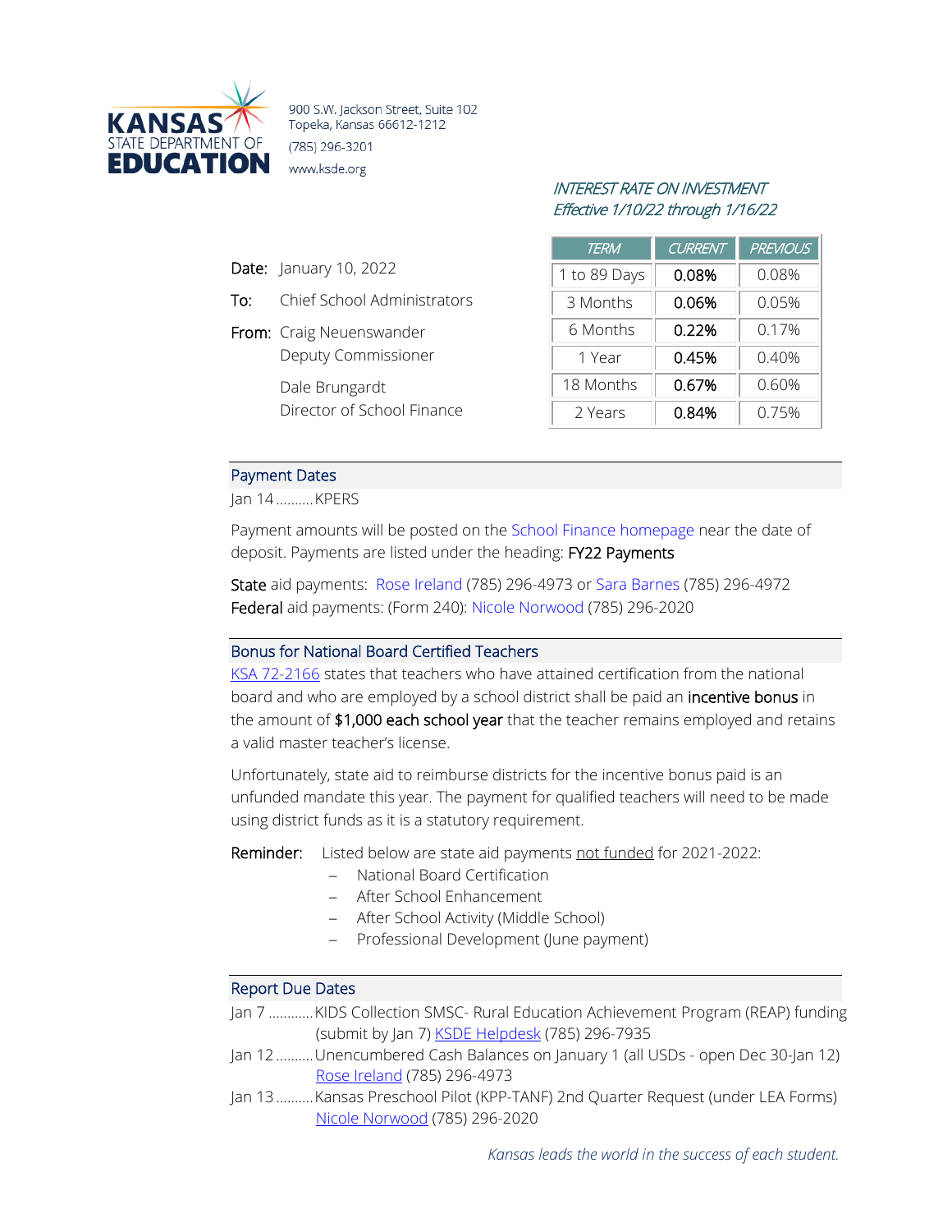**KANSAS STATE DEPARTMENT OF EDUCATION**

900 S.W. Jackson Street, Suite 102
Topeka, Kansas 66612-1212
(785) 296-3201
www.ksde.org

*INTEREST RATE ON INVESTMENT*
*Effective 1/10/22 through 1/16/22*

| TERM | CURRENT | PREVIOUS |
|---|---|---|
| 1 to 89 Days | 0.08% | 0.08% |
| 3 Months | 0.06% | 0.05% |
| 6 Months | 0.22% | 0.17% |
| 1 Year | 0.45% | 0.40% |
| 18 Months | 0.67% | 0.60% |
| 2 Years | 0.84% | 0.75% |

**Date:** January 10, 2022

**To:** Chief School Administrators

**From:** Craig Neuenswander
Deputy Commissioner

Dale Brungardt
Director of School Finance

## Payment Dates

Jan 14 .......... KPERS

Payment amounts will be posted on the School Finance homepage near the date of deposit. Payments are listed under the heading: **FY22 Payments**

**State** aid payments: Rose Ireland (785) 296-4973 or Sara Barnes (785) 296-4972
**Federal** aid payments: (Form 240): Nicole Norwood (785) 296-2020

## Bonus for National Board Certified Teachers

KSA 72-2166 states that teachers who have attained certification from the national board and who are employed by a school district shall be paid an **incentive bonus** in the amount of **$1,000 each school year** that the teacher remains employed and retains a valid master teacher's license.

Unfortunately, state aid to reimburse districts for the incentive bonus paid is an unfunded mandate this year. The payment for qualified teachers will need to be made using district funds as it is a statutory requirement.

**Reminder:** Listed below are state aid payments not funded for 2021-2022:

- National Board Certification
- After School Enhancement
- After School Activity (Middle School)
- Professional Development (June payment)

## Report Due Dates

Jan 7 ........... KIDS Collection SMSC- Rural Education Achievement Program (REAP) funding (submit by Jan 7) KSDE Helpdesk (785) 296-7935

Jan 12 .......... Unencumbered Cash Balances on January 1 (all USDs - open Dec 30-Jan 12) Rose Ireland (785) 296-4973

Jan 13 .......... Kansas Preschool Pilot (KPP-TANF) 2nd Quarter Request (under LEA Forms) Nicole Norwood (785) 296-2020

*Kansas leads the world in the success of each student.*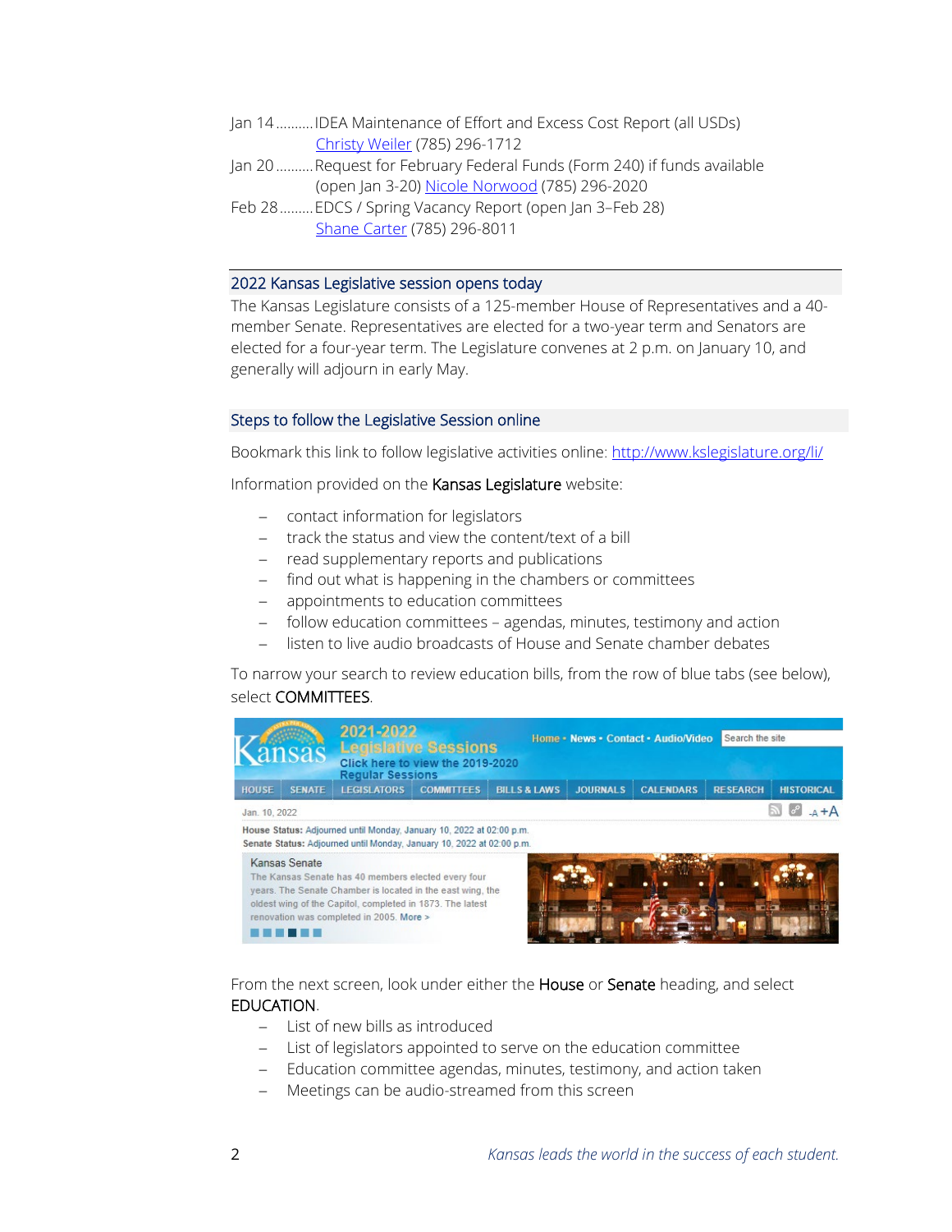Jan 14 .......... IDEA Maintenance of Effort and Excess Cost Report (all USDs)
Christy Weiler (785) 296-1712

Jan 20 .......... Request for February Federal Funds (Form 240) if funds available
(open Jan 3-20) Nicole Norwood (785) 296-2020

Feb 28 ......... EDCS / Spring Vacancy Report (open Jan 3–Feb 28)
Shane Carter (785) 296-8011

## 2022 Kansas Legislative session opens today

The Kansas Legislature consists of a 125-member House of Representatives and a 40-member Senate. Representatives are elected for a two-year term and Senators are elected for a four-year term. The Legislature convenes at 2 p.m. on January 10, and generally will adjourn in early May.

## Steps to follow the Legislative Session online

Bookmark this link to follow legislative activities online: http://www.kslegislature.org/li/

Information provided on the Kansas Legislature website:

- contact information for legislators
- track the status and view the content/text of a bill
- read supplementary reports and publications
- find out what is happening in the chambers or committees
- appointments to education committees
- follow education committees – agendas, minutes, testimony and action
- listen to live audio broadcasts of House and Senate chamber debates

To narrow your search to review education bills, from the row of blue tabs (see below), select COMMITTEES.

From the next screen, look under either the House or Senate heading, and select EDUCATION.

- List of new bills as introduced
- List of legislators appointed to serve on the education committee
- Education committee agendas, minutes, testimony, and action taken
- Meetings can be audio-streamed from this screen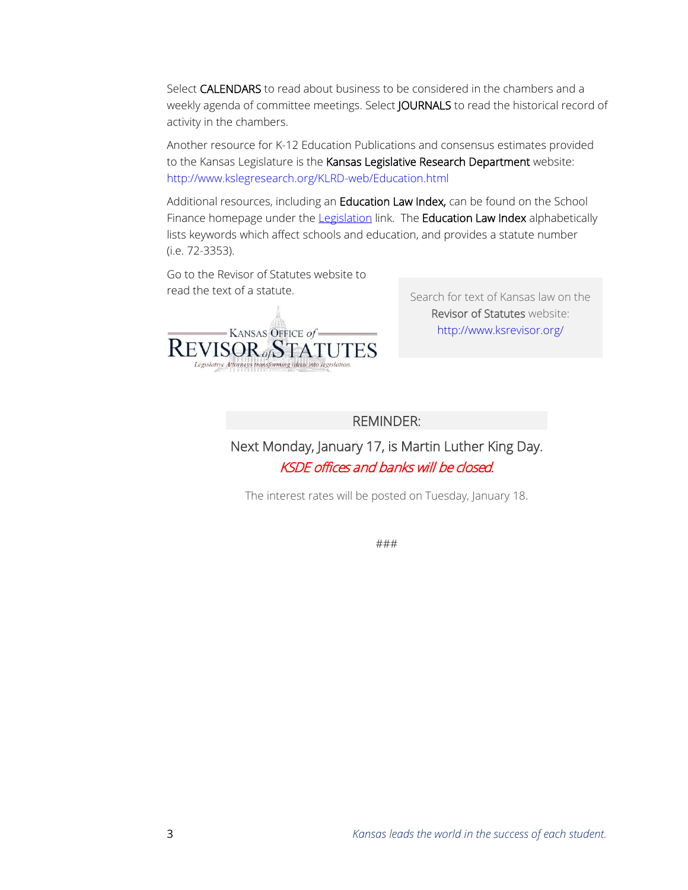Select **CALENDARS** to read about business to be considered in the chambers and a weekly agenda of committee meetings. Select **JOURNALS** to read the historical record of activity in the chambers.

Another resource for K-12 Education Publications and consensus estimates provided to the Kansas Legislature is the **Kansas Legislative Research Department** website: http://www.kslegresearch.org/KLRD-web/Education.html

Additional resources, including an **Education Law Index,** can be found on the School Finance homepage under the [Legislation]() link. The **Education Law Index** alphabetically lists keywords which affect schools and education, and provides a statute number (i.e. 72-3353).

Go to the Revisor of Statutes website to read the text of a statute.

KANSAS OFFICE of REVISOR of STATUTES
*Legislative Attorneys transforming ideas into legislation.*

Search for text of Kansas law on the **Revisor of Statutes** website: http://www.ksrevisor.org/

REMINDER:

Next Monday, January 17, is Martin Luther King Day.

*KSDE offices and banks will be closed.*

The interest rates will be posted on Tuesday, January 18.

###

*Kansas leads the world in the success of each student.*